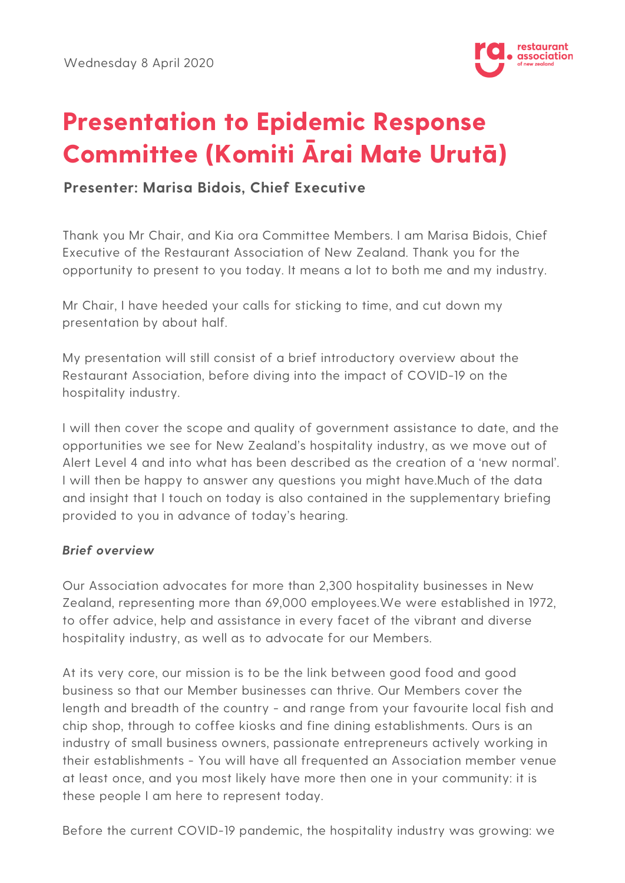Wednesday 8 April 2020

# Presentation to Epidemic Response Committee (Komiti Ārai Mate Urutā)

**Presenter: Marisa Bidois, Chief Executive**

Thank you Mr Chair, and Kia ora Committee Members. I am Marisa Bidois, Chief Executive of the Restaurant Association of New Zealand. Thank you for the opportunity to present to you today. It means a lot to both me and my industry.

Mr Chair, I have heeded your calls for sticking to time, and cut down my presentation by about half.

My presentation will still consist of a brief introductory overview about the Restaurant Association, before diving into the impact of COVID-19 on the hospitality industry.

I will then cover the scope and quality of government assistance to date, and the opportunities we see for New Zealand's hospitality industry, as we move out of Alert Level 4 and into what has been described as the creation of a 'new normal'. I will then be happy to answer any questions you might have.Much of the data and insight that I touch on today is also contained in the supplementary briefing provided to you in advance of today's hearing.

***Brief overview***

Our Association advocates for more than 2,300 hospitality businesses in New Zealand, representing more than 69,000 employees.We were established in 1972, to offer advice, help and assistance in every facet of the vibrant and diverse hospitality industry, as well as to advocate for our Members.

At its very core, our mission is to be the link between good food and good business so that our Member businesses can thrive. Our Members cover the length and breadth of the country - and range from your favourite local fish and chip shop, through to coffee kiosks and fine dining establishments. Ours is an industry of small business owners, passionate entrepreneurs actively working in their establishments - You will have all frequented an Association member venue at least once, and you most likely have more then one in your community: it is these people I am here to represent today.

Before the current COVID-19 pandemic, the hospitality industry was growing: we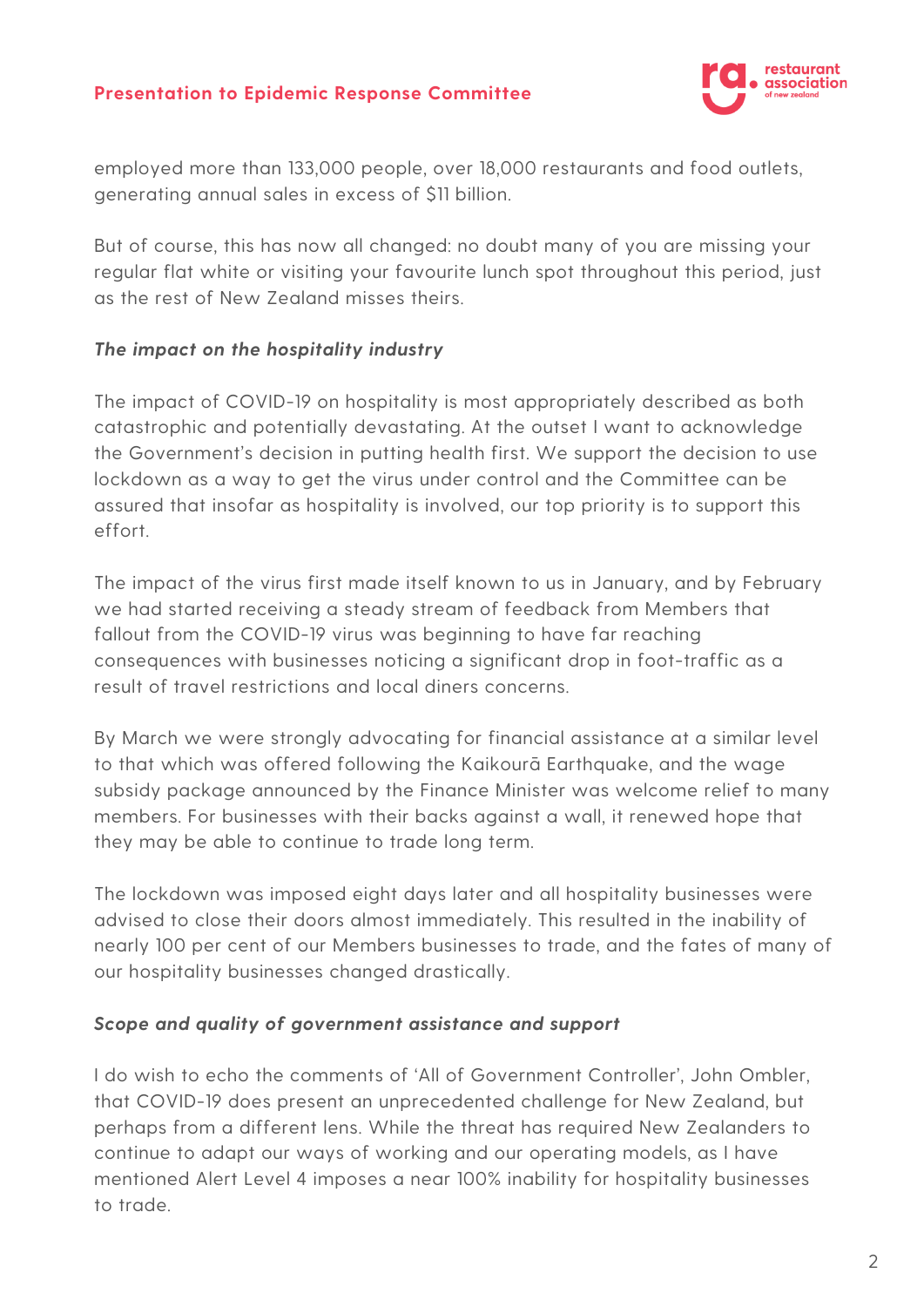employed more than 133,000 people, over 18,000 restaurants and food outlets, generating annual sales in excess of $11 billion.

But of course, this has now all changed: no doubt many of you are missing your regular flat white or visiting your favourite lunch spot throughout this period, just as the rest of New Zealand misses theirs.

### *The impact on the hospitality industry*

The impact of COVID-19 on hospitality is most appropriately described as both catastrophic and potentially devastating. At the outset I want to acknowledge the Government's decision in putting health first. We support the decision to use lockdown as a way to get the virus under control and the Committee can be assured that insofar as hospitality is involved, our top priority is to support this effort.

The impact of the virus first made itself known to us in January, and by February we had started receiving a steady stream of feedback from Members that fallout from the COVID-19 virus was beginning to have far reaching consequences with businesses noticing a significant drop in foot-traffic as a result of travel restrictions and local diners concerns.

By March we were strongly advocating for financial assistance at a similar level to that which was offered following the Kaikourā Earthquake, and the wage subsidy package announced by the Finance Minister was welcome relief to many members. For businesses with their backs against a wall, it renewed hope that they may be able to continue to trade long term.

The lockdown was imposed eight days later and all hospitality businesses were advised to close their doors almost immediately. This resulted in the inability of nearly 100 per cent of our Members businesses to trade, and the fates of many of our hospitality businesses changed drastically.

### *Scope and quality of government assistance and support*

I do wish to echo the comments of 'All of Government Controller', John Ombler, that COVID-19 does present an unprecedented challenge for New Zealand, but perhaps from a different lens. While the threat has required New Zealanders to continue to adapt our ways of working and our operating models, as I have mentioned Alert Level 4 imposes a near 100% inability for hospitality businesses to trade.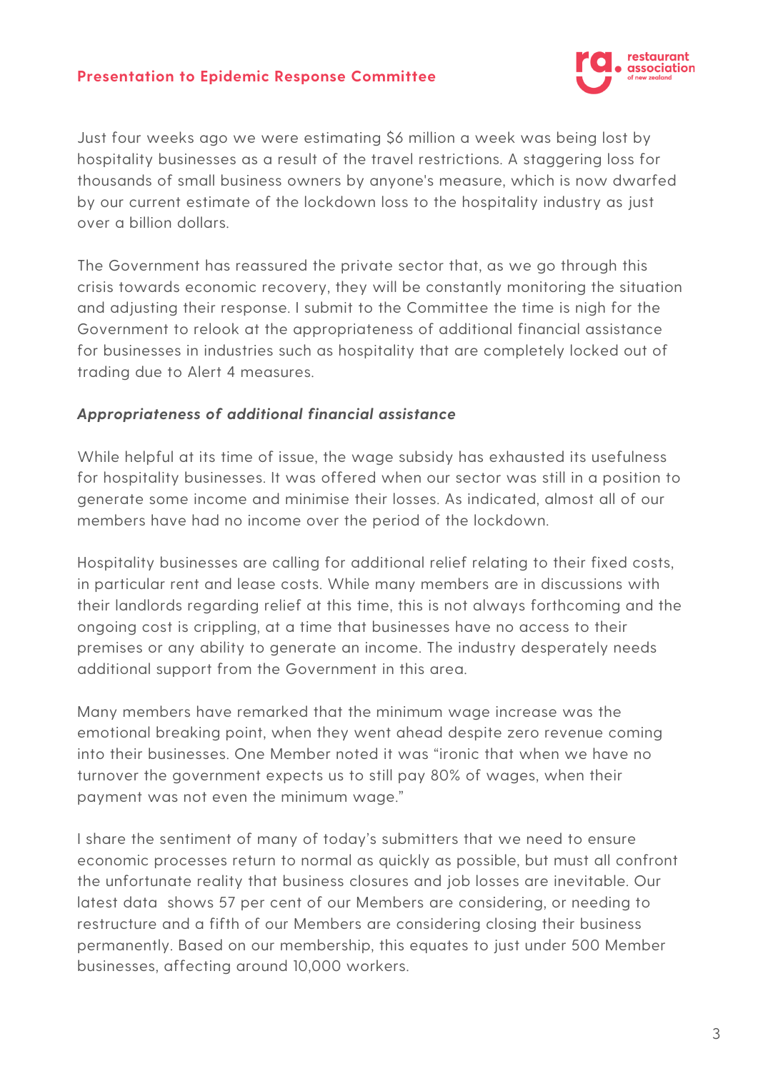Just four weeks ago we were estimating $6 million a week was being lost by hospitality businesses as a result of the travel restrictions. A staggering loss for thousands of small business owners by anyone's measure, which is now dwarfed by our current estimate of the lockdown loss to the hospitality industry as just over a billion dollars.

The Government has reassured the private sector that, as we go through this crisis towards economic recovery, they will be constantly monitoring the situation and adjusting their response. I submit to the Committee the time is nigh for the Government to relook at the appropriateness of additional financial assistance for businesses in industries such as hospitality that are completely locked out of trading due to Alert 4 measures.

***Appropriateness of additional financial assistance***

While helpful at its time of issue, the wage subsidy has exhausted its usefulness for hospitality businesses. It was offered when our sector was still in a position to generate some income and minimise their losses. As indicated, almost all of our members have had no income over the period of the lockdown.

Hospitality businesses are calling for additional relief relating to their fixed costs, in particular rent and lease costs. While many members are in discussions with their landlords regarding relief at this time, this is not always forthcoming and the ongoing cost is crippling, at a time that businesses have no access to their premises or any ability to generate an income. The industry desperately needs additional support from the Government in this area.

Many members have remarked that the minimum wage increase was the emotional breaking point, when they went ahead despite zero revenue coming into their businesses. One Member noted it was "ironic that when we have no turnover the government expects us to still pay 80% of wages, when their payment was not even the minimum wage."

I share the sentiment of many of today's submitters that we need to ensure economic processes return to normal as quickly as possible, but must all confront the unfortunate reality that business closures and job losses are inevitable. Our latest data shows 57 per cent of our Members are considering, or needing to restructure and a fifth of our Members are considering closing their business permanently. Based on our membership, this equates to just under 500 Member businesses, affecting around 10,000 workers.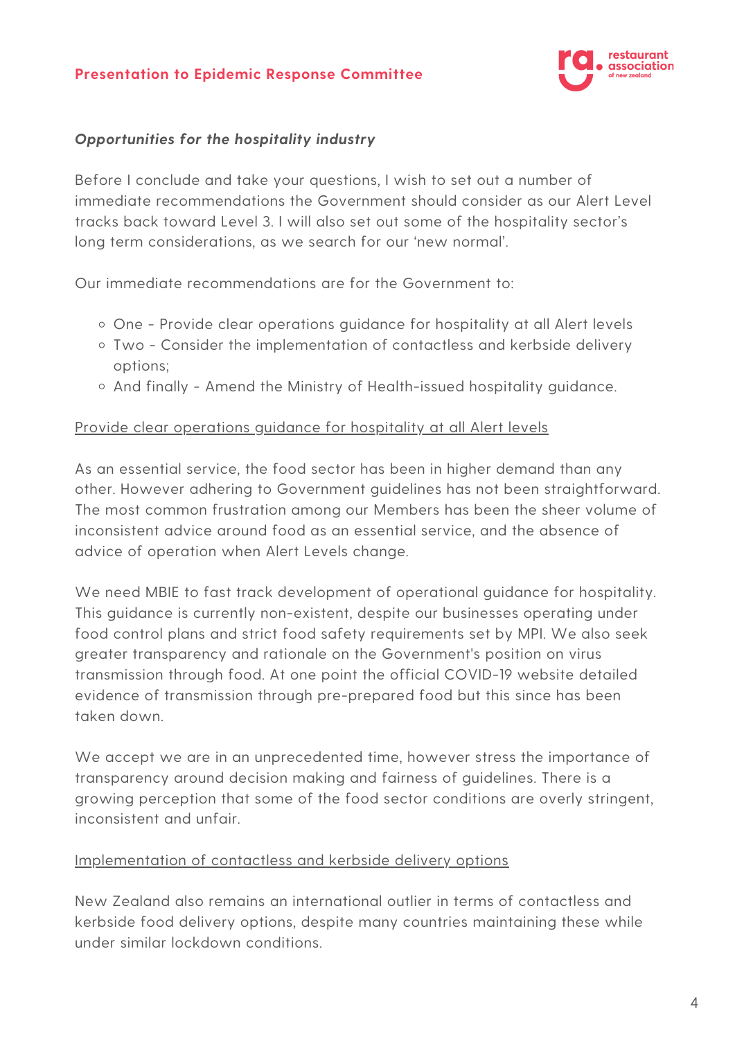***Opportunities for the hospitality industry***

Before I conclude and take your questions, I wish to set out a number of immediate recommendations the Government should consider as our Alert Level tracks back toward Level 3. I will also set out some of the hospitality sector's long term considerations, as we search for our 'new normal'.

Our immediate recommendations are for the Government to:

- One - Provide clear operations guidance for hospitality at all Alert levels
- Two - Consider the implementation of contactless and kerbside delivery options;
- And finally - Amend the Ministry of Health-issued hospitality guidance.

<u>Provide clear operations guidance for hospitality at all Alert levels</u>

As an essential service, the food sector has been in higher demand than any other. However adhering to Government guidelines has not been straightforward. The most common frustration among our Members has been the sheer volume of inconsistent advice around food as an essential service, and the absence of advice of operation when Alert Levels change.

We need MBIE to fast track development of operational guidance for hospitality. This guidance is currently non-existent, despite our businesses operating under food control plans and strict food safety requirements set by MPI. We also seek greater transparency and rationale on the Government's position on virus transmission through food. At one point the official COVID-19 website detailed evidence of transmission through pre-prepared food but this since has been taken down.

We accept we are in an unprecedented time, however stress the importance of transparency around decision making and fairness of guidelines. There is a growing perception that some of the food sector conditions are overly stringent, inconsistent and unfair.

<u>Implementation of contactless and kerbside delivery options</u>

New Zealand also remains an international outlier in terms of contactless and kerbside food delivery options, despite many countries maintaining these while under similar lockdown conditions.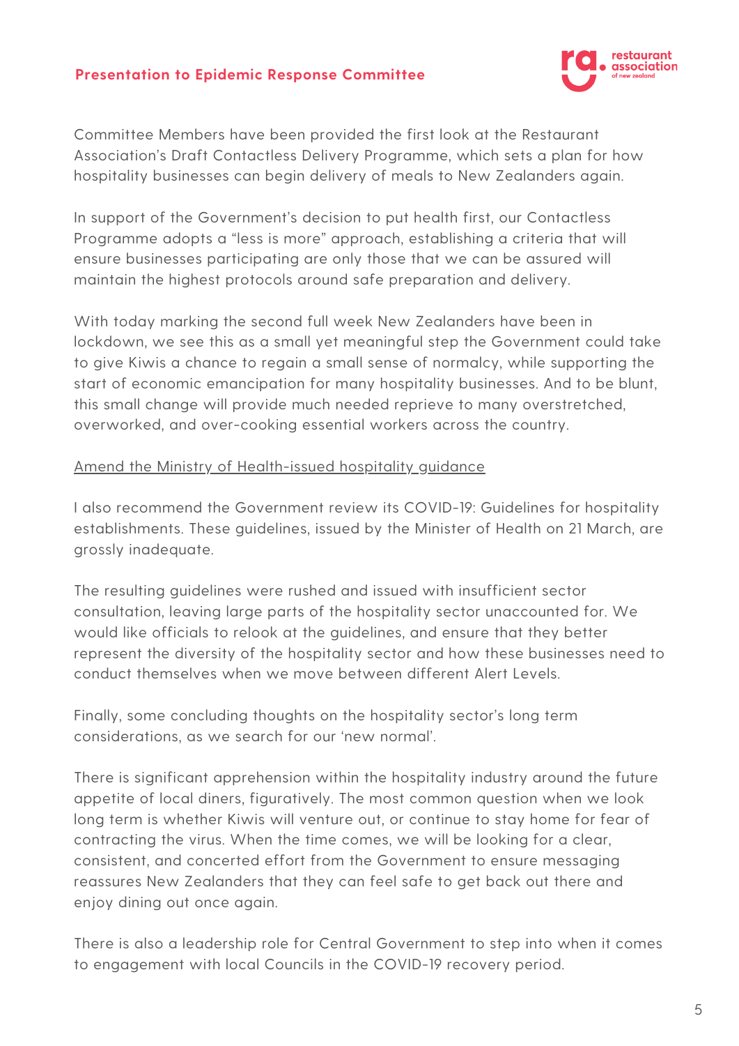Committee Members have been provided the first look at the Restaurant Association's Draft Contactless Delivery Programme, which sets a plan for how hospitality businesses can begin delivery of meals to New Zealanders again.

In support of the Government's decision to put health first, our Contactless Programme adopts a "less is more" approach, establishing a criteria that will ensure businesses participating are only those that we can be assured will maintain the highest protocols around safe preparation and delivery.

With today marking the second full week New Zealanders have been in lockdown, we see this as a small yet meaningful step the Government could take to give Kiwis a chance to regain a small sense of normalcy, while supporting the start of economic emancipation for many hospitality businesses. And to be blunt, this small change will provide much needed reprieve to many overstretched, overworked, and over-cooking essential workers across the country.

<u>Amend the Ministry of Health-issued hospitality guidance</u>

I also recommend the Government review its COVID-19: Guidelines for hospitality establishments. These guidelines, issued by the Minister of Health on 21 March, are grossly inadequate.

The resulting guidelines were rushed and issued with insufficient sector consultation, leaving large parts of the hospitality sector unaccounted for. We would like officials to relook at the guidelines, and ensure that they better represent the diversity of the hospitality sector and how these businesses need to conduct themselves when we move between different Alert Levels.

Finally, some concluding thoughts on the hospitality sector's long term considerations, as we search for our 'new normal'.

There is significant apprehension within the hospitality industry around the future appetite of local diners, figuratively. The most common question when we look long term is whether Kiwis will venture out, or continue to stay home for fear of contracting the virus. When the time comes, we will be looking for a clear, consistent, and concerted effort from the Government to ensure messaging reassures New Zealanders that they can feel safe to get back out there and enjoy dining out once again.

There is also a leadership role for Central Government to step into when it comes to engagement with local Councils in the COVID-19 recovery period.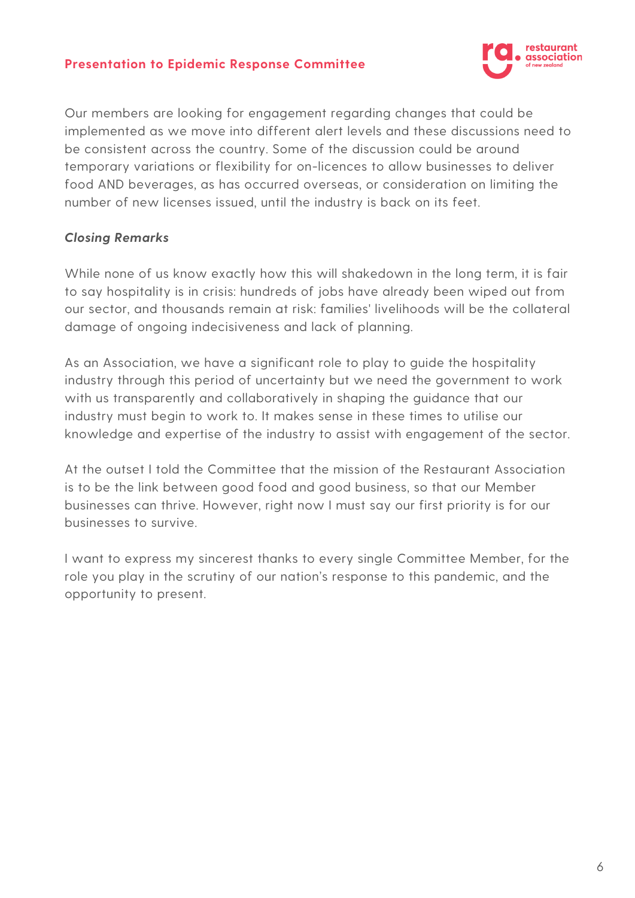Our members are looking for engagement regarding changes that could be implemented as we move into different alert levels and these discussions need to be consistent across the country. Some of the discussion could be around temporary variations or flexibility for on-licences to allow businesses to deliver food AND beverages, as has occurred overseas, or consideration on limiting the number of new licenses issued, until the industry is back on its feet.

***Closing Remarks***

While none of us know exactly how this will shakedown in the long term, it is fair to say hospitality is in crisis: hundreds of jobs have already been wiped out from our sector, and thousands remain at risk: families' livelihoods will be the collateral damage of ongoing indecisiveness and lack of planning.

As an Association, we have a significant role to play to guide the hospitality industry through this period of uncertainty but we need the government to work with us transparently and collaboratively in shaping the guidance that our industry must begin to work to. It makes sense in these times to utilise our knowledge and expertise of the industry to assist with engagement of the sector.

At the outset I told the Committee that the mission of the Restaurant Association is to be the link between good food and good business, so that our Member businesses can thrive. However, right now I must say our first priority is for our businesses to survive.

I want to express my sincerest thanks to every single Committee Member, for the role you play in the scrutiny of our nation's response to this pandemic, and the opportunity to present.